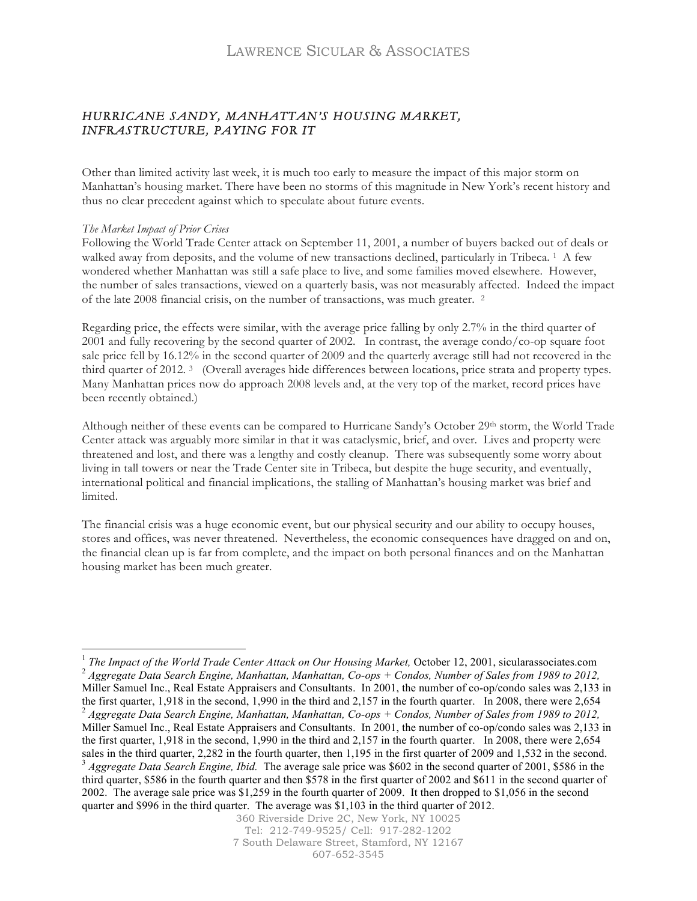# Lawrence Sicular & Associates

## *HURRICANE SANDY, MANHATTAN'S HOUSING MARKET, INFRASTRUCTURE, PAYING FOR IT*

Other than limited activity last week, it is much too early to measure the impact of this major storm on Manhattan's housing market. There have been no storms of this magnitude in New York's recent history and thus no clear precedent against which to speculate about future events.

*The Market Impact of Prior Crises*

Following the World Trade Center attack on September 11, 2001, a number of buyers backed out of deals or walked away from deposits, and the volume of new transactions declined, particularly in Tribeca. [1] A few wondered whether Manhattan was still a safe place to live, and some families moved elsewhere. However, the number of sales transactions, viewed on a quarterly basis, was not measurably affected. Indeed the impact of the late 2008 financial crisis, on the number of transactions, was much greater. [2]

Regarding price, the effects were similar, with the average price falling by only 2.7% in the third quarter of 2001 and fully recovering by the second quarter of 2002. In contrast, the average condo/co-op square foot sale price fell by 16.12% in the second quarter of 2009 and the quarterly average still had not recovered in the third quarter of 2012. [3] (Overall averages hide differences between locations, price strata and property types. Many Manhattan prices now do approach 2008 levels and, at the very top of the market, record prices have been recently obtained.)

Although neither of these events can be compared to Hurricane Sandy's October 29th storm, the World Trade Center attack was arguably more similar in that it was cataclysmic, brief, and over. Lives and property were threatened and lost, and there was a lengthy and costly cleanup. There was subsequently some worry about living in tall towers or near the Trade Center site in Tribeca, but despite the huge security, and eventually, international political and financial implications, the stalling of Manhattan's housing market was brief and limited.

The financial crisis was a huge economic event, but our physical security and our ability to occupy houses, stores and offices, was never threatened. Nevertheless, the economic consequences have dragged on and on, the financial clean up is far from complete, and the impact on both personal finances and on the Manhattan housing market has been much greater.

---

[1] *The Impact of the World Trade Center Attack on Our Housing Market,* October 12, 2001, sicularassociates.com

[2] *Aggregate Data Search Engine, Manhattan, Manhattan, Co-ops + Condos, Number of Sales from 1989 to 2012,* Miller Samuel Inc., Real Estate Appraisers and Consultants. In 2001, the number of co-op/condo sales was 2,133 in the first quarter, 1,918 in the second, 1,990 in the third and 2,157 in the fourth quarter. In 2008, there were 2,654

[2] *Aggregate Data Search Engine, Manhattan, Manhattan, Co-ops + Condos, Number of Sales from 1989 to 2012,* Miller Samuel Inc., Real Estate Appraisers and Consultants. In 2001, the number of co-op/condo sales was 2,133 in the first quarter, 1,918 in the second, 1,990 in the third and 2,157 in the fourth quarter. In 2008, there were 2,654 sales in the third quarter, 2,282 in the fourth quarter, then 1,195 in the first quarter of 2009 and 1,532 in the second.

[3] *Aggregate Data Search Engine, Ibid.* The average sale price was $602 in the second quarter of 2001, $586 in the third quarter, $586 in the fourth quarter and then $578 in the first quarter of 2002 and $611 in the second quarter of 2002. The average sale price was $1,259 in the fourth quarter of 2009. It then dropped to $1,056 in the second quarter and $996 in the third quarter. The average was $1,103 in the third quarter of 2012.

360 Riverside Drive 2C, New York, NY 10025
Tel: 212-749-9525/ Cell: 917-282-1202
7 South Delaware Street, Stamford, NY 12167
607-652-3545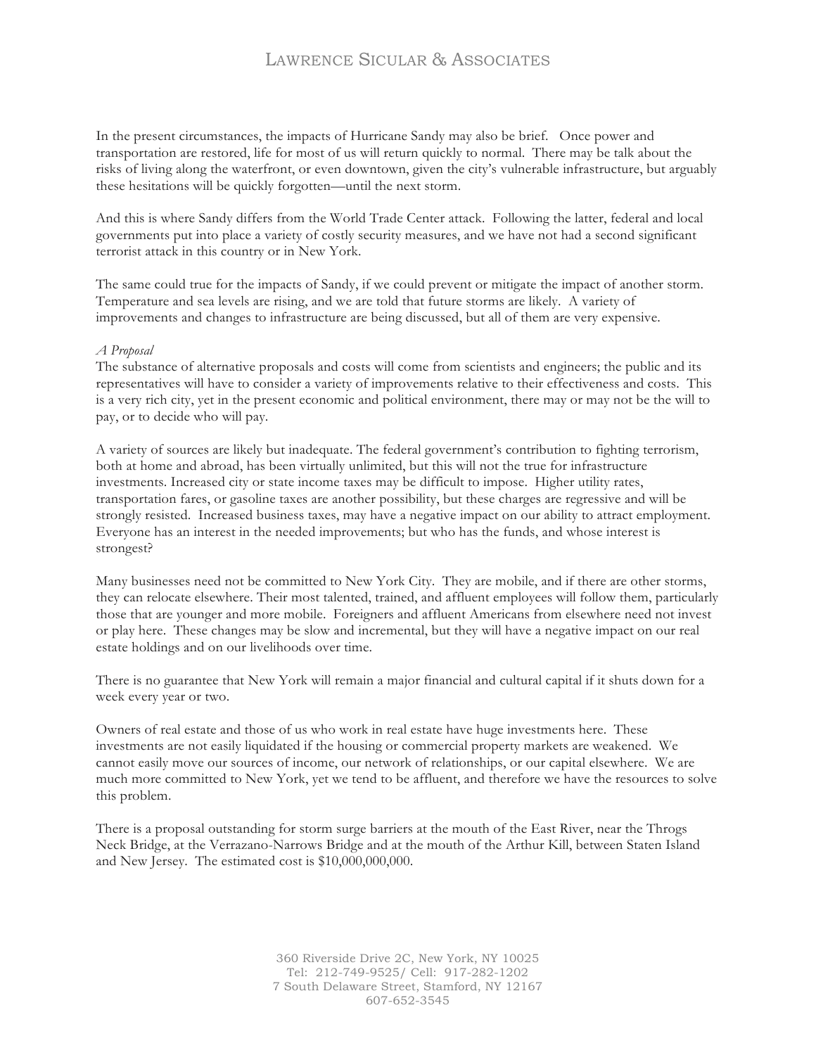In the present circumstances, the impacts of Hurricane Sandy may also be brief. Once power and transportation are restored, life for most of us will return quickly to normal. There may be talk about the risks of living along the waterfront, or even downtown, given the city's vulnerable infrastructure, but arguably these hesitations will be quickly forgotten—until the next storm.

And this is where Sandy differs from the World Trade Center attack. Following the latter, federal and local governments put into place a variety of costly security measures, and we have not had a second significant terrorist attack in this country or in New York.

The same could true for the impacts of Sandy, if we could prevent or mitigate the impact of another storm. Temperature and sea levels are rising, and we are told that future storms are likely. A variety of improvements and changes to infrastructure are being discussed, but all of them are very expensive.

*A Proposal*
The substance of alternative proposals and costs will come from scientists and engineers; the public and its representatives will have to consider a variety of improvements relative to their effectiveness and costs. This is a very rich city, yet in the present economic and political environment, there may or may not be the will to pay, or to decide who will pay.

A variety of sources are likely but inadequate. The federal government's contribution to fighting terrorism, both at home and abroad, has been virtually unlimited, but this will not the true for infrastructure investments. Increased city or state income taxes may be difficult to impose. Higher utility rates, transportation fares, or gasoline taxes are another possibility, but these charges are regressive and will be strongly resisted. Increased business taxes, may have a negative impact on our ability to attract employment. Everyone has an interest in the needed improvements; but who has the funds, and whose interest is strongest?

Many businesses need not be committed to New York City. They are mobile, and if there are other storms, they can relocate elsewhere. Their most talented, trained, and affluent employees will follow them, particularly those that are younger and more mobile. Foreigners and affluent Americans from elsewhere need not invest or play here. These changes may be slow and incremental, but they will have a negative impact on our real estate holdings and on our livelihoods over time.

There is no guarantee that New York will remain a major financial and cultural capital if it shuts down for a week every year or two.

Owners of real estate and those of us who work in real estate have huge investments here. These investments are not easily liquidated if the housing or commercial property markets are weakened. We cannot easily move our sources of income, our network of relationships, or our capital elsewhere. We are much more committed to New York, yet we tend to be affluent, and therefore we have the resources to solve this problem.

There is a proposal outstanding for storm surge barriers at the mouth of the East River, near the Throgs Neck Bridge, at the Verrazano-Narrows Bridge and at the mouth of the Arthur Kill, between Staten Island and New Jersey. The estimated cost is $10,000,000,000.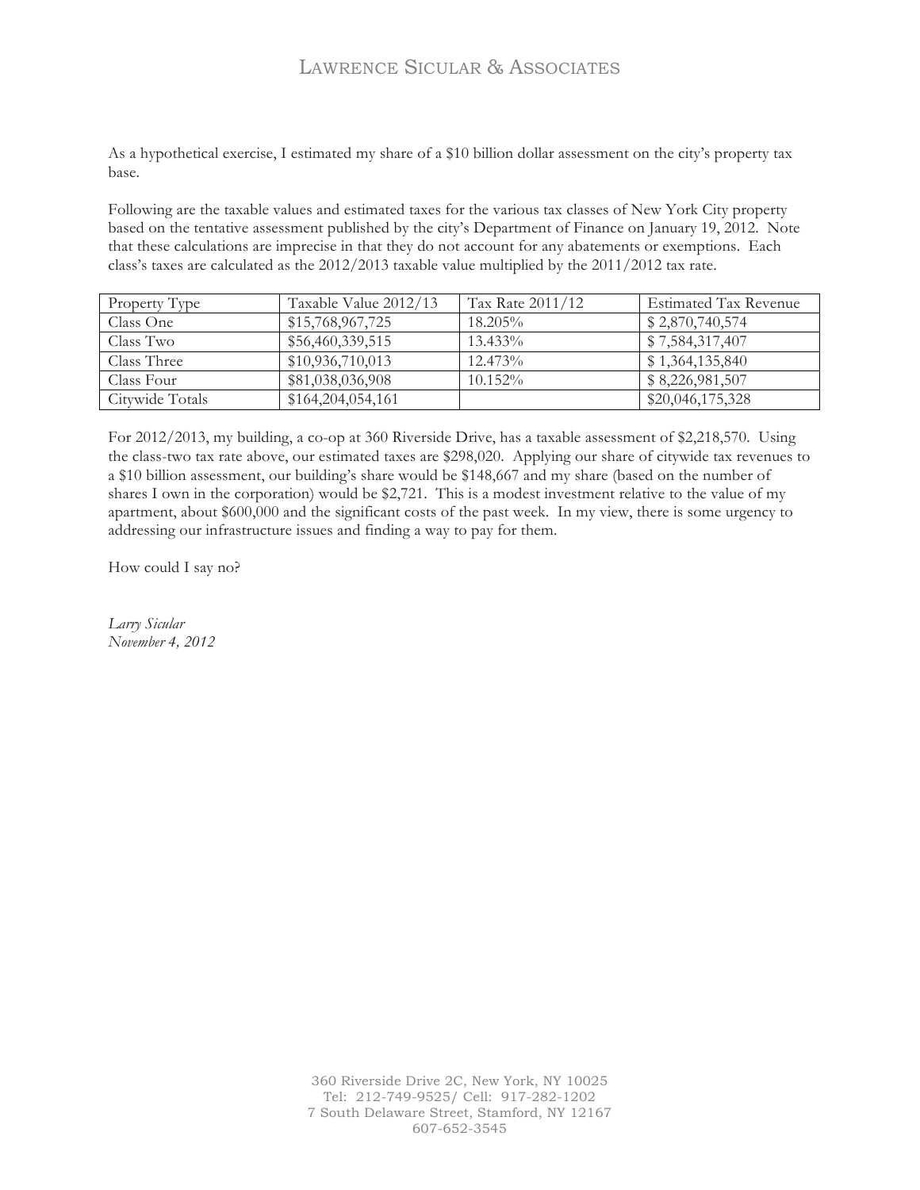As a hypothetical exercise, I estimated my share of a $10 billion dollar assessment on the city's property tax base.

Following are the taxable values and estimated taxes for the various tax classes of New York City property based on the tentative assessment published by the city's Department of Finance on January 19, 2012. Note that these calculations are imprecise in that they do not account for any abatements or exemptions. Each class's taxes are calculated as the 2012/2013 taxable value multiplied by the 2011/2012 tax rate.

| Property Type | Taxable Value 2012/13 | Tax Rate 2011/12 | Estimated Tax Revenue |
|---|---|---|---|
| Class One | $15,768,967,725 | 18.205% | $ 2,870,740,574 |
| Class Two | $56,460,339,515 | 13.433% | $ 7,584,317,407 |
| Class Three | $10,936,710,013 | 12.473% | $ 1,364,135,840 |
| Class Four | $81,038,036,908 | 10.152% | $ 8,226,981,507 |
| Citywide Totals | $164,204,054,161 | | $20,046,175,328 |

For 2012/2013, my building, a co-op at 360 Riverside Drive, has a taxable assessment of $2,218,570. Using the class-two tax rate above, our estimated taxes are $298,020. Applying our share of citywide tax revenues to a $10 billion assessment, our building's share would be $148,667 and my share (based on the number of shares I own in the corporation) would be $2,721. This is a modest investment relative to the value of my apartment, about $600,000 and the significant costs of the past week. In my view, there is some urgency to addressing our infrastructure issues and finding a way to pay for them.

How could I say no?

*Larry Sicular*
*November 4, 2012*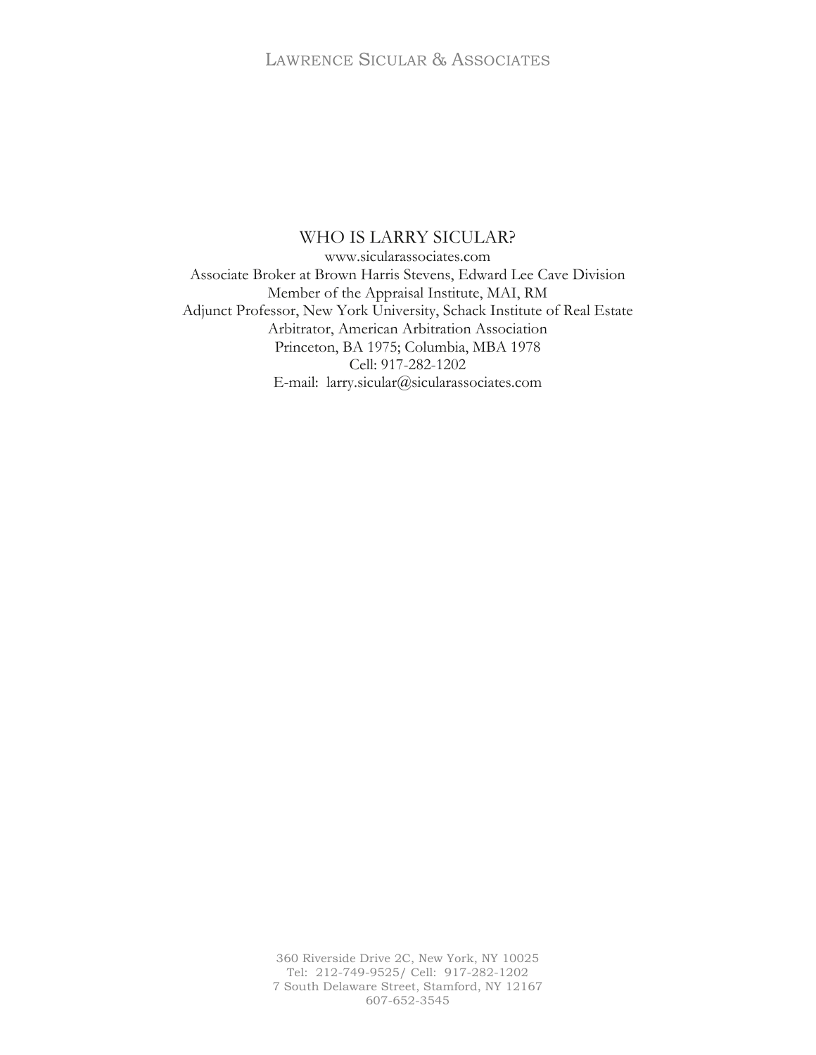# WHO IS LARRY SICULAR?

www.sicularassociates.com
Associate Broker at Brown Harris Stevens, Edward Lee Cave Division
Member of the Appraisal Institute, MAI, RM
Adjunct Professor, New York University, Schack Institute of Real Estate
Arbitrator, American Arbitration Association
Princeton, BA 1975; Columbia, MBA 1978
Cell: 917-282-1202
E-mail: larry.sicular@sicularassociates.com